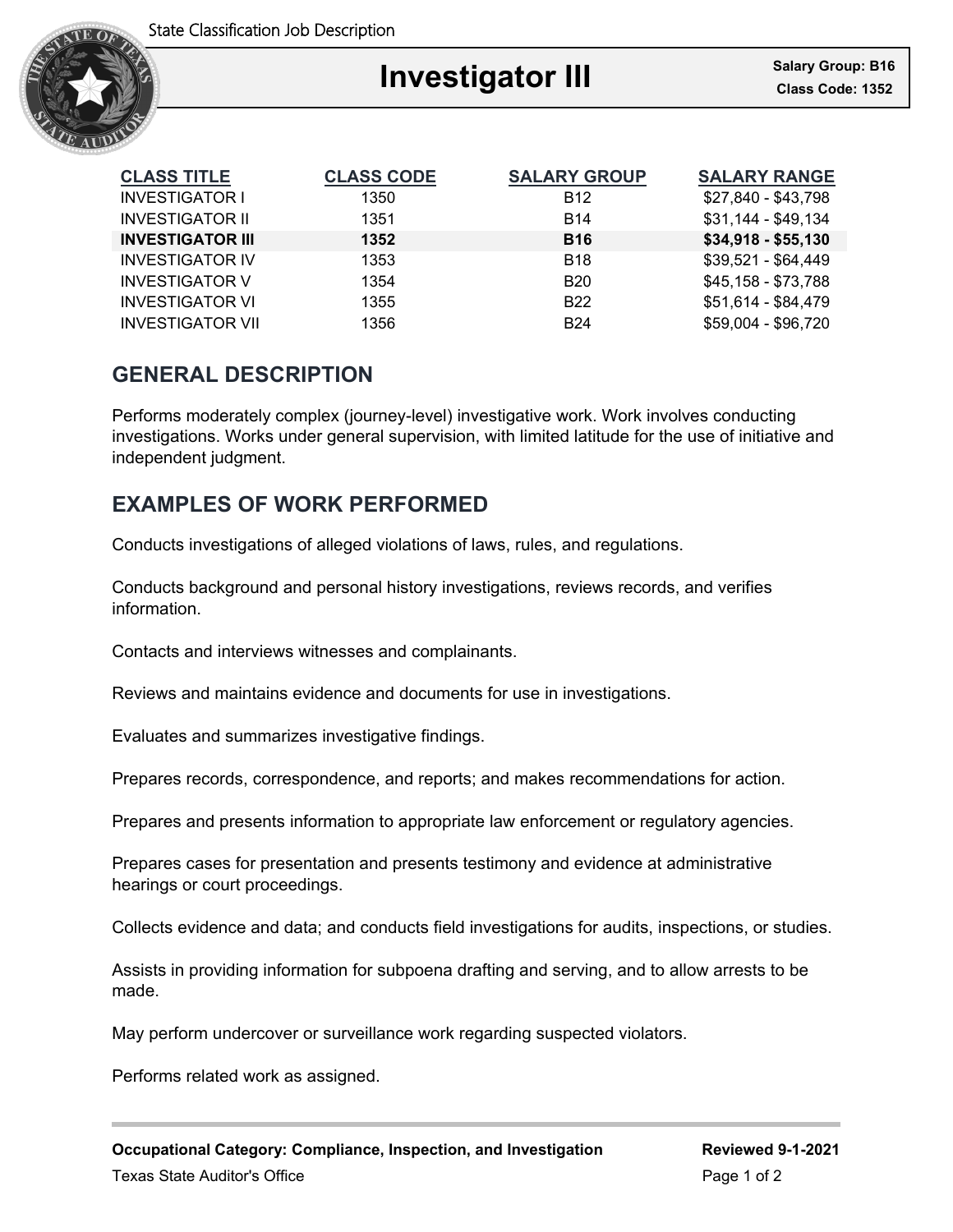State Classification Job Description

# Investigator III

**Salary Group: B16**
**Class Code: 1352**

| CLASS TITLE | CLASS CODE | SALARY GROUP | SALARY RANGE |
|---|---|---|---|
| INVESTIGATOR I | 1350 | B12 | $27,840 - $43,798 |
| INVESTIGATOR II | 1351 | B14 | $31,144 - $49,134 |
| **INVESTIGATOR III** | **1352** | **B16** | **$34,918 - $55,130** |
| INVESTIGATOR IV | 1353 | B18 | $39,521 - $64,449 |
| INVESTIGATOR V | 1354 | B20 | $45,158 - $73,788 |
| INVESTIGATOR VI | 1355 | B22 | $51,614 - $84,479 |
| INVESTIGATOR VII | 1356 | B24 | $59,004 - $96,720 |

## GENERAL DESCRIPTION

Performs moderately complex (journey-level) investigative work. Work involves conducting investigations. Works under general supervision, with limited latitude for the use of initiative and independent judgment.

## EXAMPLES OF WORK PERFORMED

Conducts investigations of alleged violations of laws, rules, and regulations.

Conducts background and personal history investigations, reviews records, and verifies information.

Contacts and interviews witnesses and complainants.

Reviews and maintains evidence and documents for use in investigations.

Evaluates and summarizes investigative findings.

Prepares records, correspondence, and reports; and makes recommendations for action.

Prepares and presents information to appropriate law enforcement or regulatory agencies.

Prepares cases for presentation and presents testimony and evidence at administrative hearings or court proceedings.

Collects evidence and data; and conducts field investigations for audits, inspections, or studies.

Assists in providing information for subpoena drafting and serving, and to allow arrests to be made.

May perform undercover or surveillance work regarding suspected violators.

Performs related work as assigned.

**Occupational Category: Compliance, Inspection, and Investigation** **Reviewed 9-1-2021**

Texas State Auditor's Office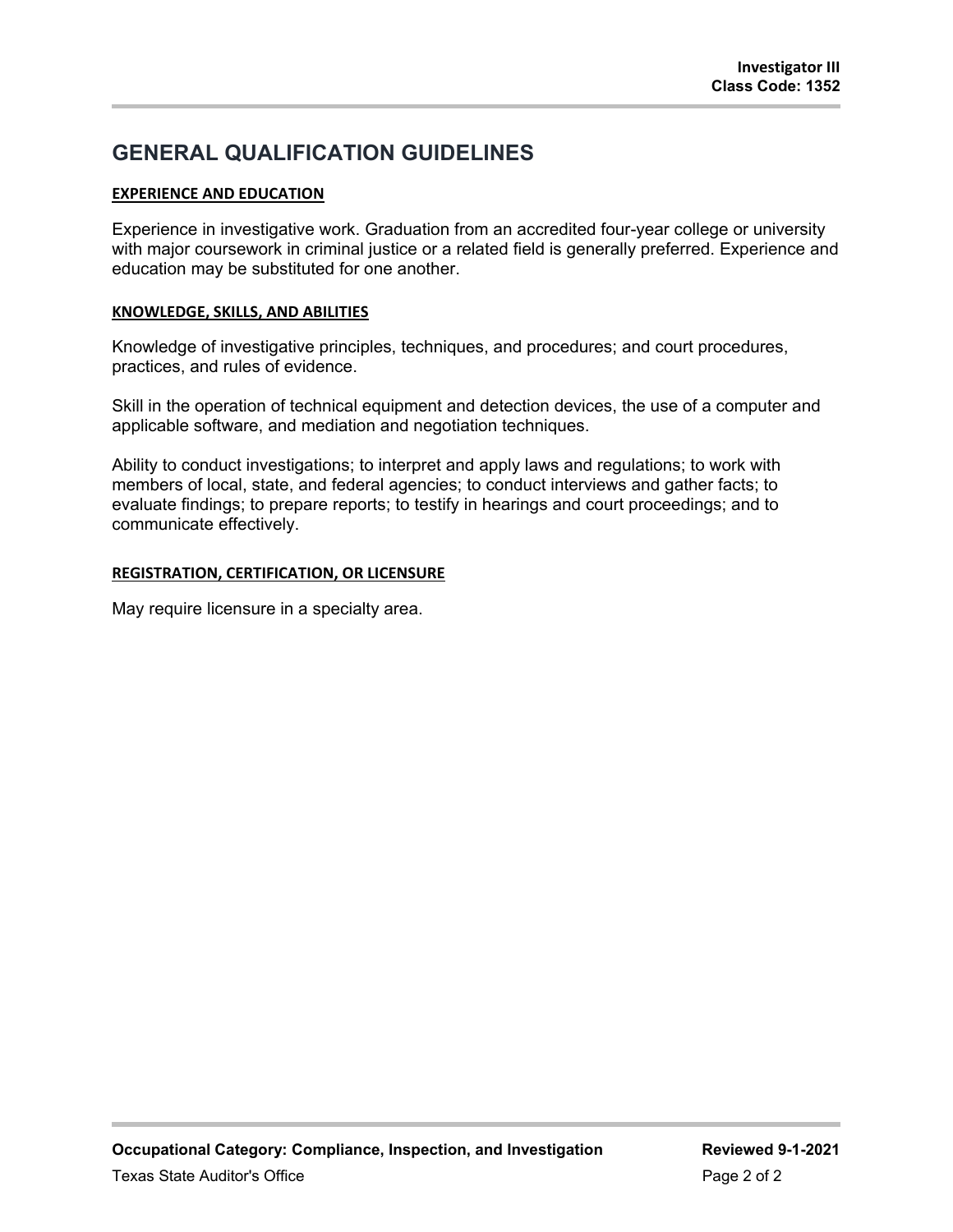## GENERAL QUALIFICATION GUIDELINES

### EXPERIENCE AND EDUCATION

Experience in investigative work. Graduation from an accredited four-year college or university with major coursework in criminal justice or a related field is generally preferred. Experience and education may be substituted for one another.

### KNOWLEDGE, SKILLS, AND ABILITIES

Knowledge of investigative principles, techniques, and procedures; and court procedures, practices, and rules of evidence.

Skill in the operation of technical equipment and detection devices, the use of a computer and applicable software, and mediation and negotiation techniques.

Ability to conduct investigations; to interpret and apply laws and regulations; to work with members of local, state, and federal agencies; to conduct interviews and gather facts; to evaluate findings; to prepare reports; to testify in hearings and court proceedings; and to communicate effectively.

### REGISTRATION, CERTIFICATION, OR LICENSURE

May require licensure in a specialty area.